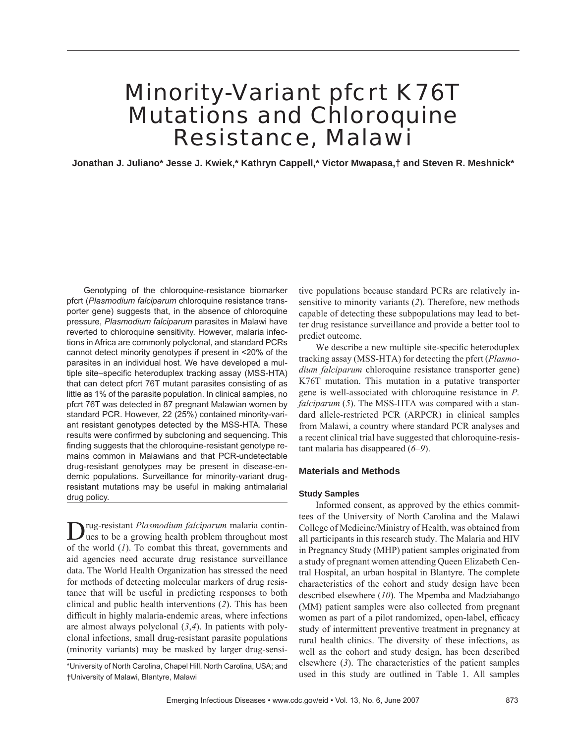# Minority-Variant pfcrt K76T Mutations and Chloroquine Resistance, Malawi

**Jonathan J. Juliano,\* Jesse J. Kwiek,\* Kathryn Cappell,\* Victor Mwapasa,† and Steven R. Meshnick\***

Genotyping of the chloroquine-resistance biomarker pfcrt (*Plasmodium falciparum* chloroquine resistance transporter gene) suggests that, in the absence of chloroquine pressure, *Plasmodium falciparum* parasites in Malawi have reverted to chloroquine sensitivity. However, malaria infections in Africa are commonly polyclonal, and standard PCRs cannot detect minority genotypes if present in <20% of the parasites in an individual host. We have developed a multiple site–specific heteroduplex tracking assay (MSS-HTA) that can detect pfcrt 76T mutant parasites consisting of as little as 1% of the parasite population. In clinical samples, no pfcrt 76T was detected in 87 pregnant Malawian women by standard PCR. However, 22 (25%) contained minority-variant resistant genotypes detected by the MSS-HTA. These results were confirmed by subcloning and sequencing. This finding suggests that the chloroquine-resistant genotype remains common in Malawians and that PCR-undetectable drug-resistant genotypes may be present in disease-endemic populations. Surveillance for minority-variant drug-resistant mutations may be useful in making antimalarial drug policy.

Drug-resistant *Plasmodium falciparum* malaria continues to be a growing health problem throughout most of the world (*1*). To combat this threat, governments and aid agencies need accurate drug resistance surveillance data. The World Health Organization has stressed the need for methods of detecting molecular markers of drug resistance that will be useful in predicting responses to both clinical and public health interventions (*2*). This has been difficult in highly malaria-endemic areas, where infections are almost always polyclonal (*3*,*4*). In patients with polyclonal infections, small drug-resistant parasite populations (minority variants) may be masked by larger drug-sensitive populations because standard PCRs are relatively insensitive to minority variants (*2*). Therefore, new methods capable of detecting these subpopulations may lead to better drug resistance surveillance and provide a better tool to predict outcome.

We describe a new multiple site-specific heteroduplex tracking assay (MSS-HTA) for detecting the pfcrt (*Plasmodium falciparum* chloroquine resistance transporter gene) K76T mutation. This mutation in a putative transporter gene is well-associated with chloroquine resistance in *P. falciparum* (*5*). The MSS-HTA was compared with a standard allele-restricted PCR (ARPCR) in clinical samples from Malawi, a country where standard PCR analyses and a recent clinical trial have suggested that chloroquine-resistant malaria has disappeared (*6–9*).

## Materials and Methods

### Study Samples

Informed consent, as approved by the ethics committees of the University of North Carolina and the Malawi College of Medicine/Ministry of Health, was obtained from all participants in this research study. The Malaria and HIV in Pregnancy Study (MHP) patient samples originated from a study of pregnant women attending Queen Elizabeth Central Hospital, an urban hospital in Blantyre. The complete characteristics of the cohort and study design have been described elsewhere (*10*). The Mpemba and Madziabango (MM) patient samples were also collected from pregnant women as part of a pilot randomized, open-label, efficacy study of intermittent preventive treatment in pregnancy at rural health clinics. The diversity of these infections, as well as the cohort and study design, has been described elsewhere (*3*). The characteristics of the patient samples used in this study are outlined in Table 1. All samples

\*University of North Carolina, Chapel Hill, North Carolina, USA; and †University of Malawi, Blantyre, Malawi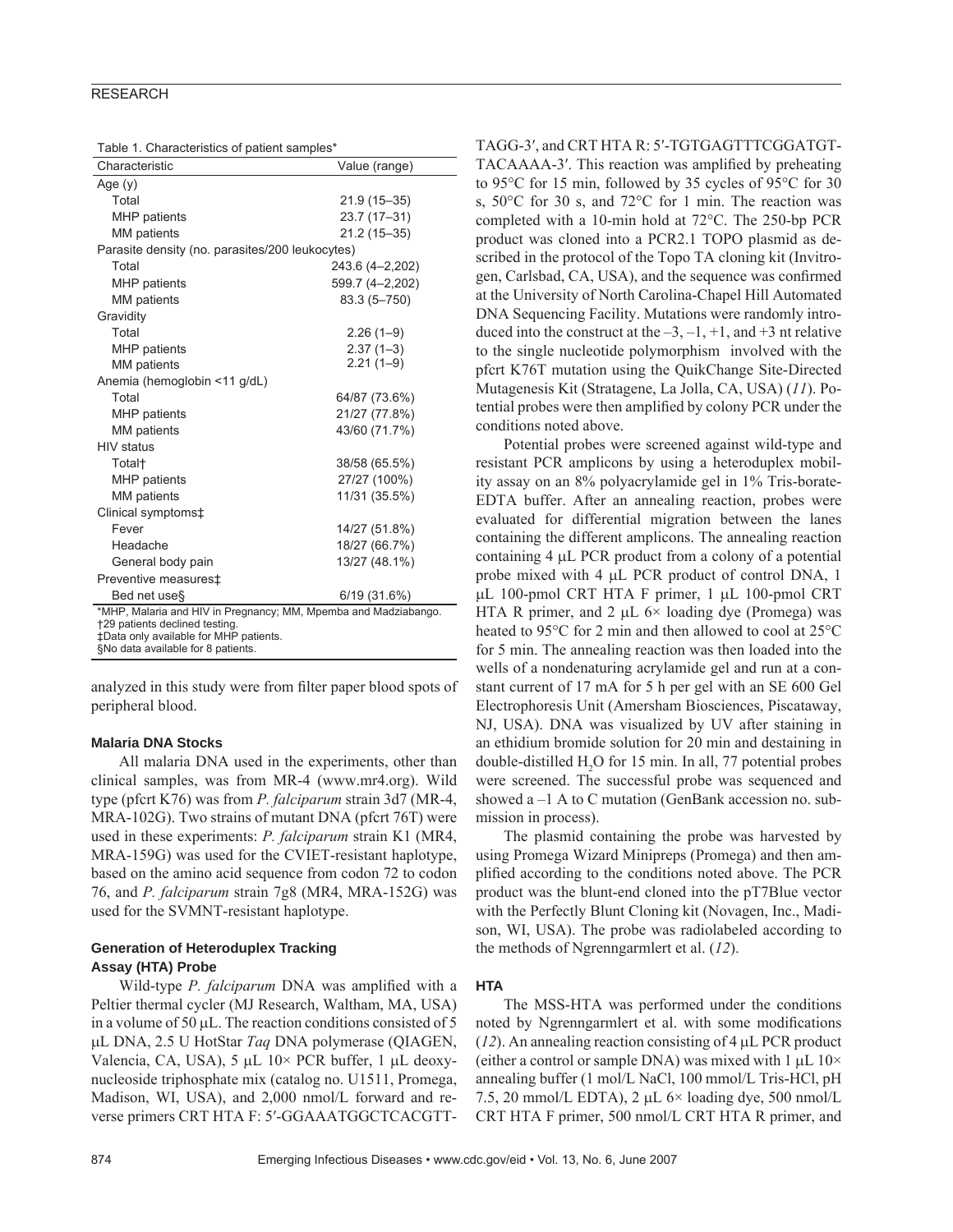Table 1. Characteristics of patient samples*

| Characteristic | Value (range) |
|---|---|
| Age (y) | |
| Total | 21.9 (15–35) |
| MHP patients | 23.7 (17–31) |
| MM patients | 21.2 (15–35) |
| Parasite density (no. parasites/200 leukocytes) | |
| Total | 243.6 (4–2,202) |
| MHP patients | 599.7 (4–2,202) |
| MM patients | 83.3 (5–750) |
| Gravidity | |
| Total | 2.26 (1–9) |
| MHP patients | 2.37 (1–3) |
| MM patients | 2.21 (1–9) |
| Anemia (hemoglobin <11 g/dL) | |
| Total | 64/87 (73.6%) |
| MHP patients | 21/27 (77.8%) |
| MM patients | 43/60 (71.7%) |
| HIV status | |
| Total† | 38/58 (65.5%) |
| MHP patients | 27/27 (100%) |
| MM patients | 11/31 (35.5%) |
| Clinical symptoms‡ | |
| Fever | 14/27 (51.8%) |
| Headache | 18/27 (66.7%) |
| General body pain | 13/27 (48.1%) |
| Preventive measures‡ | |
| Bed net use§ | 6/19 (31.6%) |

*MHP, Malaria and HIV in Pregnancy; MM, Mpemba and Madziabango.
†29 patients declined testing.
‡Data only available for MHP patients.
§No data available for 8 patients.

analyzed in this study were from filter paper blood spots of peripheral blood.

### Malaria DNA Stocks

All malaria DNA used in the experiments, other than clinical samples, was from MR-4 (www.mr4.org). Wild type (pfcrt K76) was from *P. falciparum* strain 3d7 (MR-4, MRA-102G). Two strains of mutant DNA (pfcrt 76T) were used in these experiments: *P. falciparum* strain K1 (MR4, MRA-159G) was used for the CVIET-resistant haplotype, based on the amino acid sequence from codon 72 to codon 76, and *P. falciparum* strain 7g8 (MR4, MRA-152G) was used for the SVMNT-resistant haplotype.

### Generation of Heteroduplex Tracking Assay (HTA) Probe

Wild-type *P. falciparum* DNA was amplified with a Peltier thermal cycler (MJ Research, Waltham, MA, USA) in a volume of 50 μL. The reaction conditions consisted of 5 μL DNA, 2.5 U HotStar *Taq* DNA polymerase (QIAGEN, Valencia, CA, USA), 5 μL 10× PCR buffer, 1 μL deoxynucleoside triphosphate mix (catalog no. U1511, Promega, Madison, WI, USA), and 2,000 nmol/L forward and reverse primers CRT HTA F: 5′-GGAAATGGCTCACGTTTAGG-3′, and CRT HTA R: 5′-TGTGAGTTTCGGATGTTACAAAA-3′. This reaction was amplified by preheating to 95°C for 15 min, followed by 35 cycles of 95°C for 30 s, 50°C for 30 s, and 72°C for 1 min. The reaction was completed with a 10-min hold at 72°C. The 250-bp PCR product was cloned into a PCR2.1 TOPO plasmid as described in the protocol of the Topo TA cloning kit (Invitrogen, Carlsbad, CA, USA), and the sequence was confirmed at the University of North Carolina-Chapel Hill Automated DNA Sequencing Facility. Mutations were randomly introduced into the construct at the –3, –1, +1, and +3 nt relative to the single nucleotide polymorphism involved with the pfcrt K76T mutation using the QuikChange Site-Directed Mutagenesis Kit (Stratagene, La Jolla, CA, USA) (*11*). Potential probes were then amplified by colony PCR under the conditions noted above.

Potential probes were screened against wild-type and resistant PCR amplicons by using a heteroduplex mobility assay on an 8% polyacrylamide gel in 1% Tris-borate-EDTA buffer. After an annealing reaction, probes were evaluated for differential migration between the lanes containing the different amplicons. The annealing reaction containing 4 μL PCR product from a colony of a potential probe mixed with 4 μL PCR product of control DNA, 1 μL 100-pmol CRT HTA F primer, 1 μL 100-pmol CRT HTA R primer, and 2 μL 6× loading dye (Promega) was heated to 95°C for 2 min and then allowed to cool at 25°C for 5 min. The annealing reaction was then loaded into the wells of a nondenaturing acrylamide gel and run at a constant current of 17 mA for 5 h per gel with an SE 600 Gel Electrophoresis Unit (Amersham Biosciences, Piscataway, NJ, USA). DNA was visualized by UV after staining in an ethidium bromide solution for 20 min and destaining in double-distilled $H_2O$ for 15 min. In all, 77 potential probes were screened. The successful probe was sequenced and showed a –1 A to C mutation (GenBank accession no. submission in process).

The plasmid containing the probe was harvested by using Promega Wizard Minipreps (Promega) and then amplified according to the conditions noted above. The PCR product was the blunt-end cloned into the pT7Blue vector with the Perfectly Blunt Cloning kit (Novagen, Inc., Madison, WI, USA). The probe was radiolabeled according to the methods of Ngrenngarmlert et al. (*12*).

### HTA

The MSS-HTA was performed under the conditions noted by Ngrenngarmlert et al. with some modifications (*12*). An annealing reaction consisting of 4 μL PCR product (either a control or sample DNA) was mixed with 1 μL 10× annealing buffer (1 mol/L NaCl, 100 mmol/L Tris-HCl, pH 7.5, 20 mmol/L EDTA), 2 μL 6× loading dye, 500 nmol/L CRT HTA F primer, 500 nmol/L CRT HTA R primer, and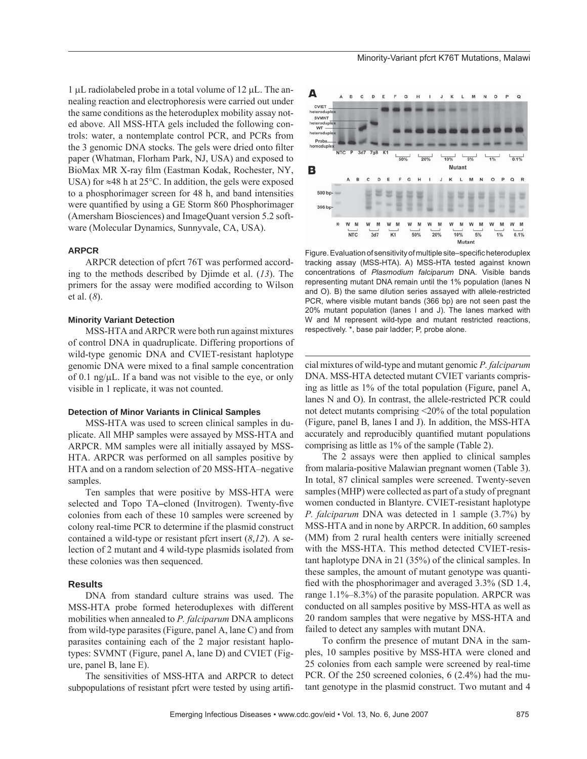1 μL radiolabeled probe in a total volume of 12 μL. The annealing reaction and electrophoresis were carried out under the same conditions as the heteroduplex mobility assay noted above. All MSS-HTA gels included the following controls: water, a nontemplate control PCR, and PCRs from the 3 genomic DNA stocks. The gels were dried onto filter paper (Whatman, Florham Park, NJ, USA) and exposed to BioMax MR X-ray film (Eastman Kodak, Rochester, NY, USA) for ≈48 h at 25°C. In addition, the gels were exposed to a phosphorimager screen for 48 h, and band intensities were quantified by using a GE Storm 860 Phosphorimager (Amersham Biosciences) and ImageQuant version 5.2 software (Molecular Dynamics, Sunnyvale, CA, USA).

#### ARPCR

ARPCR detection of pfcrt 76T was performed according to the methods described by Djimde et al. (*13*). The primers for the assay were modified according to Wilson et al. (*8*).

#### Minority Variant Detection

MSS-HTA and ARPCR were both run against mixtures of control DNA in quadruplicate. Differing proportions of wild-type genomic DNA and CVIET-resistant haplotype genomic DNA were mixed to a final sample concentration of 0.1 ng/μL. If a band was not visible to the eye, or only visible in 1 replicate, it was not counted.

#### Detection of Minor Variants in Clinical Samples

MSS-HTA was used to screen clinical samples in duplicate. All MHP samples were assayed by MSS-HTA and ARPCR. MM samples were all initially assayed by MSS-HTA. ARPCR was performed on all samples positive by HTA and on a random selection of 20 MSS-HTA–negative samples.

Ten samples that were positive by MSS-HTA were selected and Topo TA–cloned (Invitrogen). Twenty-five colonies from each of these 10 samples were screened by colony real-time PCR to determine if the plasmid construct contained a wild-type or resistant pfcrt insert (*8*,*12*). A selection of 2 mutant and 4 wild-type plasmids isolated from these colonies was then sequenced.

### Results

DNA from standard culture strains was used. The MSS-HTA probe formed heteroduplexes with different mobilities when annealed to *P. falciparum* DNA amplicons from wild-type parasites (Figure, panel A, lane C) and from parasites containing each of the 2 major resistant haplotypes: SVMNT (Figure, panel A, lane D) and CVIET (Figure, panel B, lane E).

The sensitivities of MSS-HTA and ARPCR to detect subpopulations of resistant pfcrt were tested by using artificial mixtures of wild-type and mutant genomic *P. falciparum* DNA. MSS-HTA detected mutant CVIET variants comprising as little as 1% of the total population (Figure, panel A, lanes N and O). In contrast, the allele-restricted PCR could not detect mutants comprising <20% of the total population (Figure, panel B, lanes I and J). In addition, the MSS-HTA accurately and reproducibly quantified mutant populations comprising as little as 1% of the sample (Table 2).

The 2 assays were then applied to clinical samples from malaria-positive Malawian pregnant women (Table 3). In total, 87 clinical samples were screened. Twenty-seven samples (MHP) were collected as part of a study of pregnant women conducted in Blantyre. CVIET-resistant haplotype *P. falciparum* DNA was detected in 1 sample (3.7%) by MSS-HTA and in none by ARPCR. In addition, 60 samples (MM) from 2 rural health centers were initially screened with the MSS-HTA. This method detected CVIET-resistant haplotype DNA in 21 (35%) of the clinical samples. In these samples, the amount of mutant genotype was quantified with the phosphorimager and averaged 3.3% (SD 1.4, range 1.1%–8.3%) of the parasite population. ARPCR was conducted on all samples positive by MSS-HTA as well as 20 random samples that were negative by MSS-HTA and failed to detect any samples with mutant DNA.

To confirm the presence of mutant DNA in the samples, 10 samples positive by MSS-HTA were cloned and 25 colonies from each sample were screened by real-time PCR. Of the 250 screened colonies, 6 (2.4%) had the mutant genotype in the plasmid construct. Two mutant and 4

Figure. Evaluation of sensitivity of multiple site–specific heteroduplex tracking assay (MSS-HTA). A) MSS-HTA tested against known concentrations of *Plasmodium falciparum* DNA. Visible bands representing mutant DNA remain until the 1% population (lanes N and O). B) the same dilution series assayed with allele-restricted PCR, where visible mutant bands (366 bp) are not seen past the 20% mutant population (lanes I and J). The lanes marked with W and M represent wild-type and mutant restricted reactions, respectively. *, base pair ladder; P, probe alone.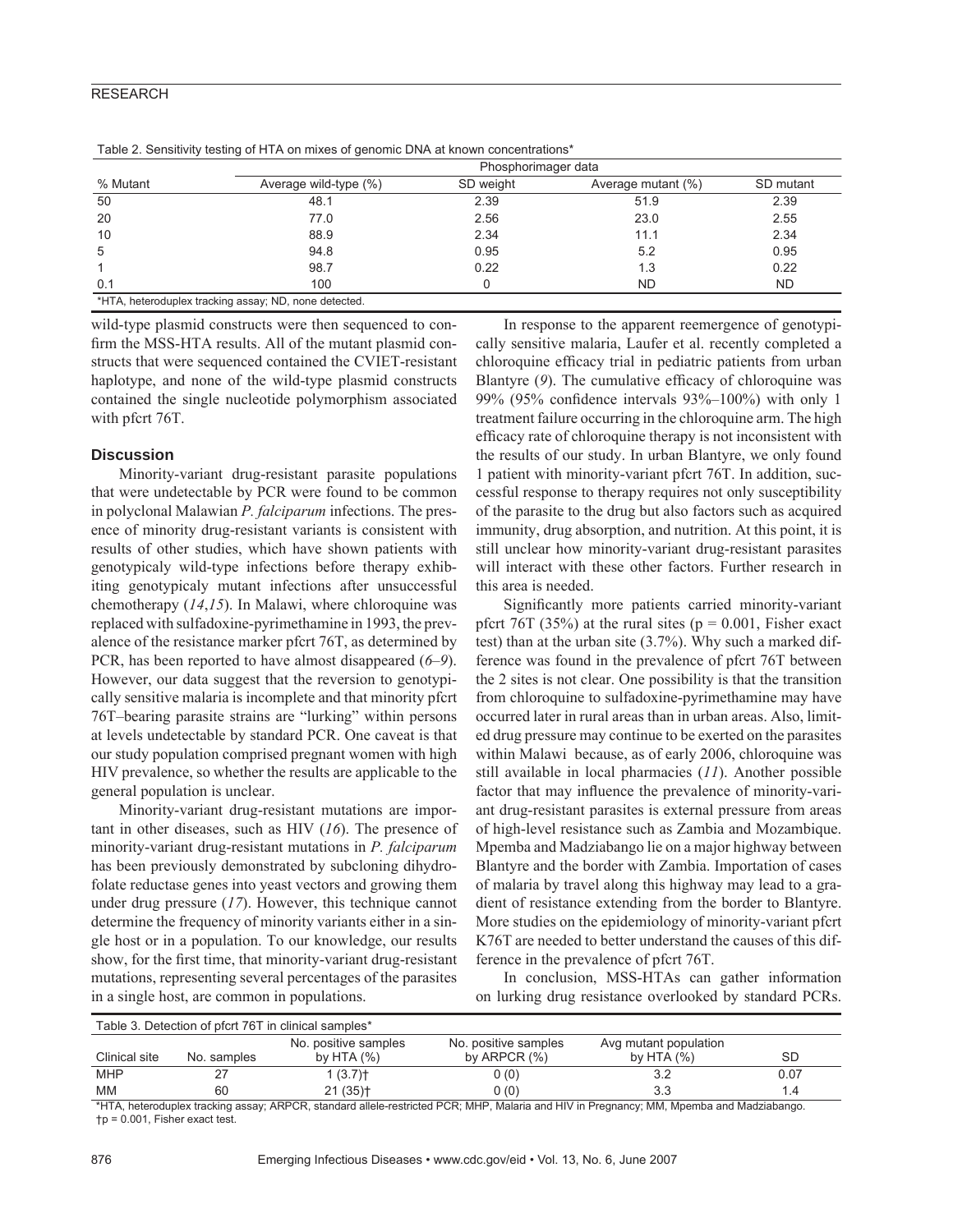Table 2. Sensitivity testing of HTA on mixes of genomic DNA at known concentrations*

| % Mutant | Phosphorimager data | | | |
|---|---|---|---|---|
| | Average wild-type (%) | SD weight | Average mutant (%) | SD mutant |
| 50 | 48.1 | 2.39 | 51.9 | 2.39 |
| 20 | 77.0 | 2.56 | 23.0 | 2.55 |
| 10 | 88.9 | 2.34 | 11.1 | 2.34 |
| 5 | 94.8 | 0.95 | 5.2 | 0.95 |
| 1 | 98.7 | 0.22 | 1.3 | 0.22 |
| 0.1 | 100 | 0 | ND | ND |

*HTA, heteroduplex tracking assay; ND, none detected.

wild-type plasmid constructs were then sequenced to confirm the MSS-HTA results. All of the mutant plasmid constructs that were sequenced contained the CVIET-resistant haplotype, and none of the wild-type plasmid constructs contained the single nucleotide polymorphism associated with pfcrt 76T.

## Discussion

Minority-variant drug-resistant parasite populations that were undetectable by PCR were found to be common in polyclonal Malawian *P. falciparum* infections. The presence of minority drug-resistant variants is consistent with results of other studies, which have shown patients with genotypicaly wild-type infections before therapy exhibiting genotypicaly mutant infections after unsuccessful chemotherapy (*14*,*15*). In Malawi, where chloroquine was replaced with sulfadoxine-pyrimethamine in 1993, the prevalence of the resistance marker pfcrt 76T, as determined by PCR, has been reported to have almost disappeared (*6*–*9*). However, our data suggest that the reversion to genotypically sensitive malaria is incomplete and that minority pfcrt 76T–bearing parasite strains are "lurking" within persons at levels undetectable by standard PCR. One caveat is that our study population comprised pregnant women with high HIV prevalence, so whether the results are applicable to the general population is unclear.

Minority-variant drug-resistant mutations are important in other diseases, such as HIV (*16*). The presence of minority-variant drug-resistant mutations in *P. falciparum* has been previously demonstrated by subcloning dihydrofolate reductase genes into yeast vectors and growing them under drug pressure (*17*). However, this technique cannot determine the frequency of minority variants either in a single host or in a population. To our knowledge, our results show, for the first time, that minority-variant drug-resistant mutations, representing several percentages of the parasites in a single host, are common in populations.

In response to the apparent reemergence of genotypically sensitive malaria, Laufer et al. recently completed a chloroquine efficacy trial in pediatric patients from urban Blantyre (*9*). The cumulative efficacy of chloroquine was 99% (95% confidence intervals 93%–100%) with only 1 treatment failure occurring in the chloroquine arm. The high efficacy rate of chloroquine therapy is not inconsistent with the results of our study. In urban Blantyre, we only found 1 patient with minority-variant pfcrt 76T. In addition, successful response to therapy requires not only susceptibility of the parasite to the drug but also factors such as acquired immunity, drug absorption, and nutrition. At this point, it is still unclear how minority-variant drug-resistant parasites will interact with these other factors. Further research in this area is needed.

Significantly more patients carried minority-variant pfcrt 76T (35%) at the rural sites ($p = 0.001$, Fisher exact test) than at the urban site (3.7%). Why such a marked difference was found in the prevalence of pfcrt 76T between the 2 sites is not clear. One possibility is that the transition from chloroquine to sulfadoxine-pyrimethamine may have occurred later in rural areas than in urban areas. Also, limited drug pressure may continue to be exerted on the parasites within Malawi because, as of early 2006, chloroquine was still available in local pharmacies (*11*). Another possible factor that may influence the prevalence of minority-variant drug-resistant parasites is external pressure from areas of high-level resistance such as Zambia and Mozambique. Mpemba and Madziabango lie on a major highway between Blantyre and the border with Zambia. Importation of cases of malaria by travel along this highway may lead to a gradient of resistance extending from the border to Blantyre. More studies on the epidemiology of minority-variant pfcrt K76T are needed to better understand the causes of this difference in the prevalence of pfcrt 76T.

In conclusion, MSS-HTAs can gather information on lurking drug resistance overlooked by standard PCRs.

Table 3. Detection of pfcrt 76T in clinical samples*

| Clinical site | No. samples | No. positive samples by HTA (%) | No. positive samples by ARPCR (%) | Avg mutant population by HTA (%) | SD |
|---|---|---|---|---|---|
| MHP | 27 | 1 (3.7)† | 0 (0) | 3.2 | 0.07 |
| MM | 60 | 21 (35)† | 0 (0) | 3.3 | 1.4 |

*HTA, heteroduplex tracking assay; ARPCR, standard allele-restricted PCR; MHP, Malaria and HIV in Pregnancy; MM, Mpemba and Madziabango.
†p = 0.001, Fisher exact test.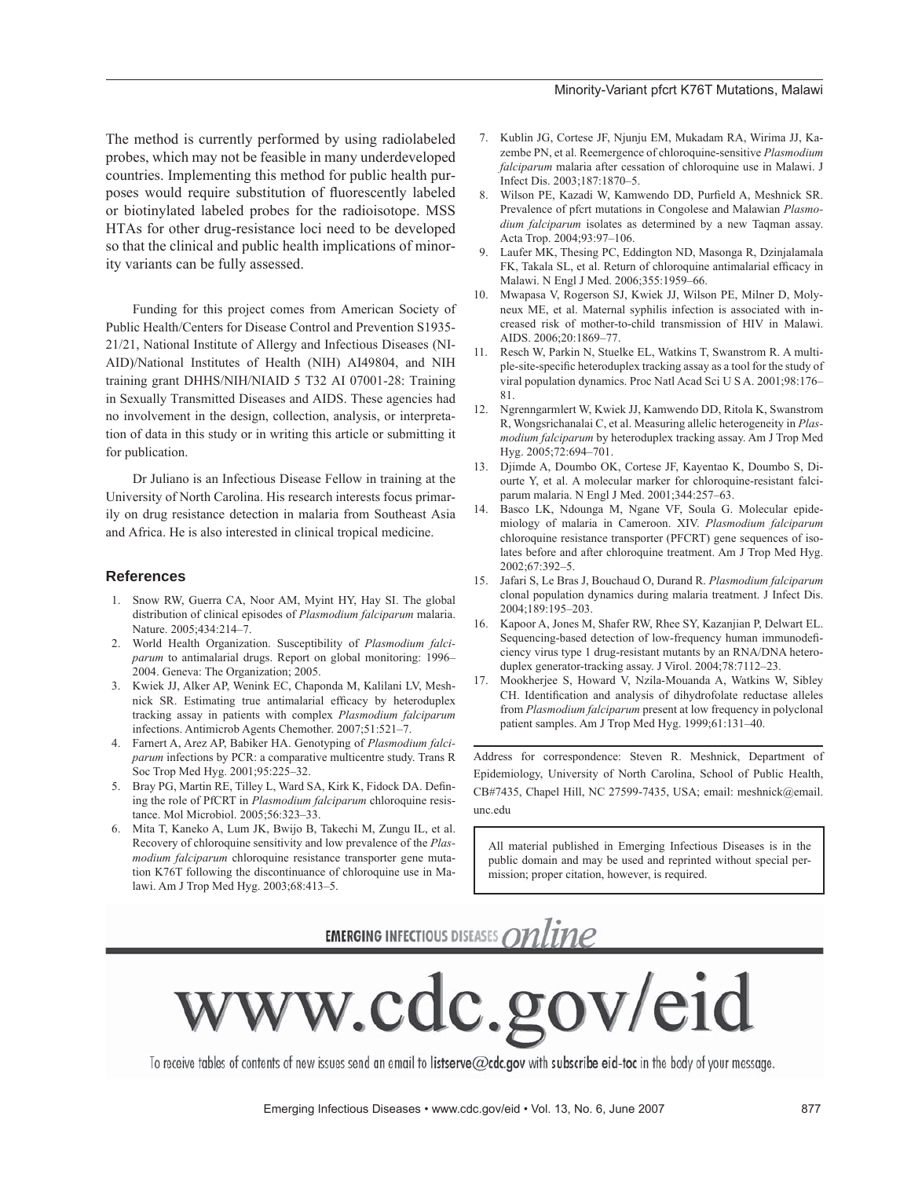The method is currently performed by using radiolabeled probes, which may not be feasible in many underdeveloped countries. Implementing this method for public health purposes would require substitution of fluorescently labeled or biotinylated labeled probes for the radioisotope. MSS HTAs for other drug-resistance loci need to be developed so that the clinical and public health implications of minority variants can be fully assessed.

Funding for this project comes from American Society of Public Health/Centers for Disease Control and Prevention S1935-21/21, National Institute of Allergy and Infectious Diseases (NIAID)/National Institutes of Health (NIH) AI49804, and NIH training grant DHHS/NIH/NIAID 5 T32 AI 07001-28: Training in Sexually Transmitted Diseases and AIDS. These agencies had no involvement in the design, collection, analysis, or interpretation of data in this study or in writing this article or submitting it for publication.

Dr Juliano is an Infectious Disease Fellow in training at the University of North Carolina. His research interests focus primarily on drug resistance detection in malaria from Southeast Asia and Africa. He is also interested in clinical tropical medicine.

## References

1. Snow RW, Guerra CA, Noor AM, Myint HY, Hay SI. The global distribution of clinical episodes of *Plasmodium falciparum* malaria. Nature. 2005;434:214–7.
2. World Health Organization. Susceptibility of *Plasmodium falciparum* to antimalarial drugs. Report on global monitoring: 1996–2004. Geneva: The Organization; 2005.
3. Kwiek JJ, Alker AP, Wenink EC, Chaponda M, Kalilani LV, Meshnick SR. Estimating true antimalarial efficacy by heteroduplex tracking assay in patients with complex *Plasmodium falciparum* infections. Antimicrob Agents Chemother. 2007;51:521–7.
4. Farnert A, Arez AP, Babiker HA. Genotyping of *Plasmodium falciparum* infections by PCR: a comparative multicentre study. Trans R Soc Trop Med Hyg. 2001;95:225–32.
5. Bray PG, Martin RE, Tilley L, Ward SA, Kirk K, Fidock DA. Defining the role of PfCRT in *Plasmodium falciparum* chloroquine resistance. Mol Microbiol. 2005;56:323–33.
6. Mita T, Kaneko A, Lum JK, Bwijo B, Takechi M, Zungu IL, et al. Recovery of chloroquine sensitivity and low prevalence of the *Plasmodium falciparum* chloroquine resistance transporter gene mutation K76T following the discontinuance of chloroquine use in Malawi. Am J Trop Med Hyg. 2003;68:413–5.
7. Kublin JG, Cortese JF, Njunju EM, Mukadam RA, Wirima JJ, Kazembe PN, et al. Reemergence of chloroquine-sensitive *Plasmodium falciparum* malaria after cessation of chloroquine use in Malawi. J Infect Dis. 2003;187:1870–5.
8. Wilson PE, Kazadi W, Kamwendo DD, Purfield A, Meshnick SR. Prevalence of pfcrt mutations in Congolese and Malawian *Plasmodium falciparum* isolates as determined by a new Taqman assay. Acta Trop. 2004;93:97–106.
9. Laufer MK, Thesing PC, Eddington ND, Masonga R, Dzinjalamala FK, Takala SL, et al. Return of chloroquine antimalarial efficacy in Malawi. N Engl J Med. 2006;355:1959–66.
10. Mwapasa V, Rogerson SJ, Kwiek JJ, Wilson PE, Milner D, Molyneux ME, et al. Maternal syphilis infection is associated with increased risk of mother-to-child transmission of HIV in Malawi. AIDS. 2006;20:1869–77.
11. Resch W, Parkin N, Stuelke EL, Watkins T, Swanstrom R. A multiple-site-specific heteroduplex tracking assay as a tool for the study of viral population dynamics. Proc Natl Acad Sci U S A. 2001;98:176–81.
12. Ngrenngarmlert W, Kwiek JJ, Kamwendo DD, Ritola K, Swanstrom R, Wongsrichanalai C, et al. Measuring allelic heterogeneity in *Plasmodium falciparum* by heteroduplex tracking assay. Am J Trop Med Hyg. 2005;72:694–701.
13. Djimde A, Doumbo OK, Cortese JF, Kayentao K, Doumbo S, Diourte Y, et al. A molecular marker for chloroquine-resistant falciparum malaria. N Engl J Med. 2001;344:257–63.
14. Basco LK, Ndounga M, Ngane VF, Soula G. Molecular epidemiology of malaria in Cameroon. XIV. *Plasmodium falciparum* chloroquine resistance transporter (PFCRT) gene sequences of isolates before and after chloroquine treatment. Am J Trop Med Hyg. 2002;67:392–5.
15. Jafari S, Le Bras J, Bouchaud O, Durand R. *Plasmodium falciparum* clonal population dynamics during malaria treatment. J Infect Dis. 2004;189:195–203.
16. Kapoor A, Jones M, Shafer RW, Rhee SY, Kazanjian P, Delwart EL. Sequencing-based detection of low-frequency human immunodeficiency virus type 1 drug-resistant mutants by an RNA/DNA heteroduplex generator-tracking assay. J Virol. 2004;78:7112–23.
17. Mookherjee S, Howard V, Nzila-Mouanda A, Watkins W, Sibley CH. Identification and analysis of dihydrofolate reductase alleles from *Plasmodium falciparum* present at low frequency in polyclonal patient samples. Am J Trop Med Hyg. 1999;61:131–40.

Address for correspondence: Steven R. Meshnick, Department of Epidemiology, University of North Carolina, School of Public Health, CB#7435, Chapel Hill, NC 27599-7435, USA; email: meshnick@email.unc.edu

All material published in Emerging Infectious Diseases is in the public domain and may be used and reprinted without special permission; proper citation, however, is required.

EMERGING INFECTIOUS DISEASES *online*

www.cdc.gov/eid

To receive tables of contents of new issues send an email to **listserve@cdc.gov** with **subscribe eid-toc** in the body of your message.